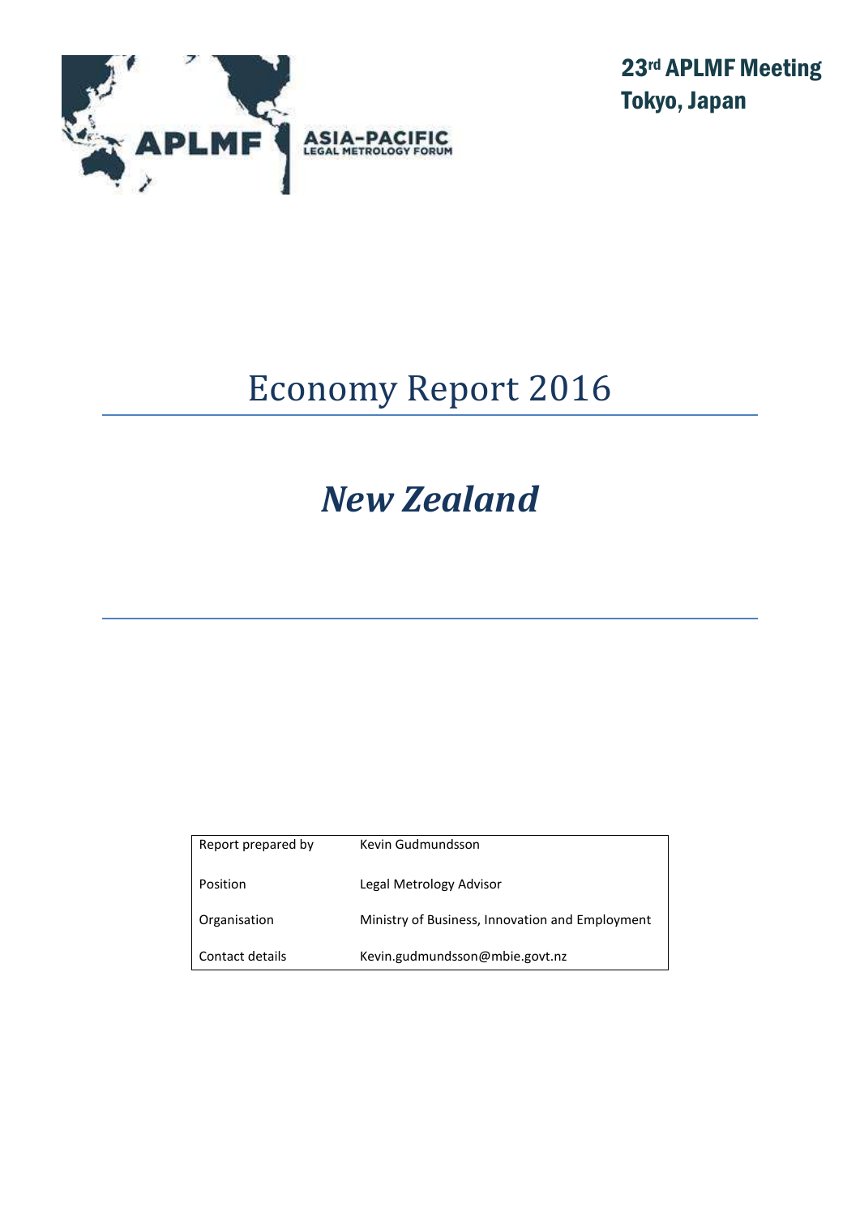**23rd APLMF Meeting**
**Tokyo, Japan**

APLMF ASIA-PACIFIC LEGAL METROLOGY FORUM

# Economy Report 2016

# *New Zealand*

| Report prepared by | Kevin Gudmundsson |
|---|---|
| Position | Legal Metrology Advisor |
| Organisation | Ministry of Business, Innovation and Employment |
| Contact details | Kevin.gudmundsson@mbie.govt.nz |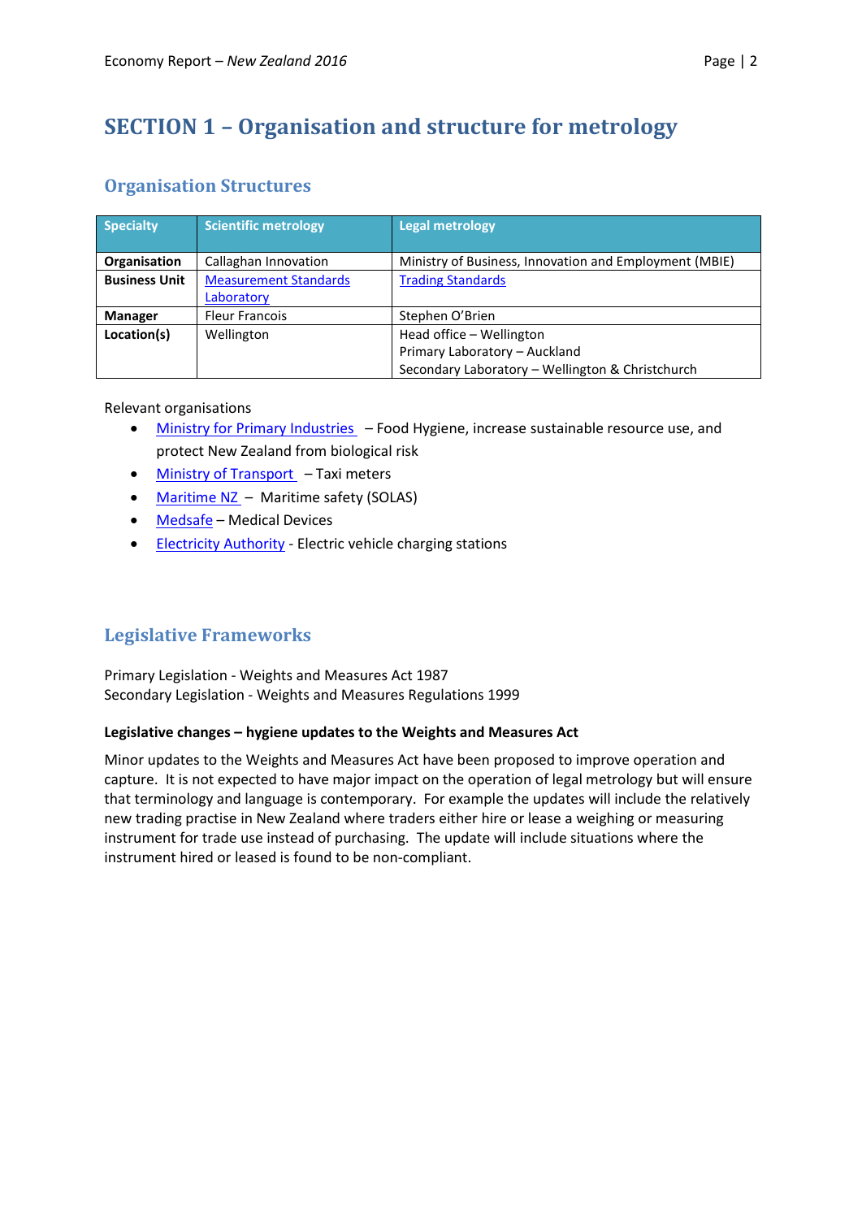# SECTION 1 – Organisation and structure for metrology

## Organisation Structures

| Specialty | Scientific metrology | Legal metrology |
|---|---|---|
| **Organisation** | Callaghan Innovation | Ministry of Business, Innovation and Employment (MBIE) |
| **Business Unit** | Measurement Standards Laboratory | Trading Standards |
| **Manager** | Fleur Francois | Stephen O'Brien |
| **Location(s)** | Wellington | Head office – Wellington<br>Primary Laboratory – Auckland<br>Secondary Laboratory – Wellington & Christchurch |

Relevant organisations

- Ministry for Primary Industries – Food Hygiene, increase sustainable resource use, and protect New Zealand from biological risk
- Ministry of Transport – Taxi meters
- Maritime NZ – Maritime safety (SOLAS)
- Medsafe – Medical Devices
- Electricity Authority - Electric vehicle charging stations

## Legislative Frameworks

Primary Legislation - Weights and Measures Act 1987
Secondary Legislation - Weights and Measures Regulations 1999

**Legislative changes – hygiene updates to the Weights and Measures Act**

Minor updates to the Weights and Measures Act have been proposed to improve operation and capture. It is not expected to have major impact on the operation of legal metrology but will ensure that terminology and language is contemporary. For example the updates will include the relatively new trading practise in New Zealand where traders either hire or lease a weighing or measuring instrument for trade use instead of purchasing. The update will include situations where the instrument hired or leased is found to be non-compliant.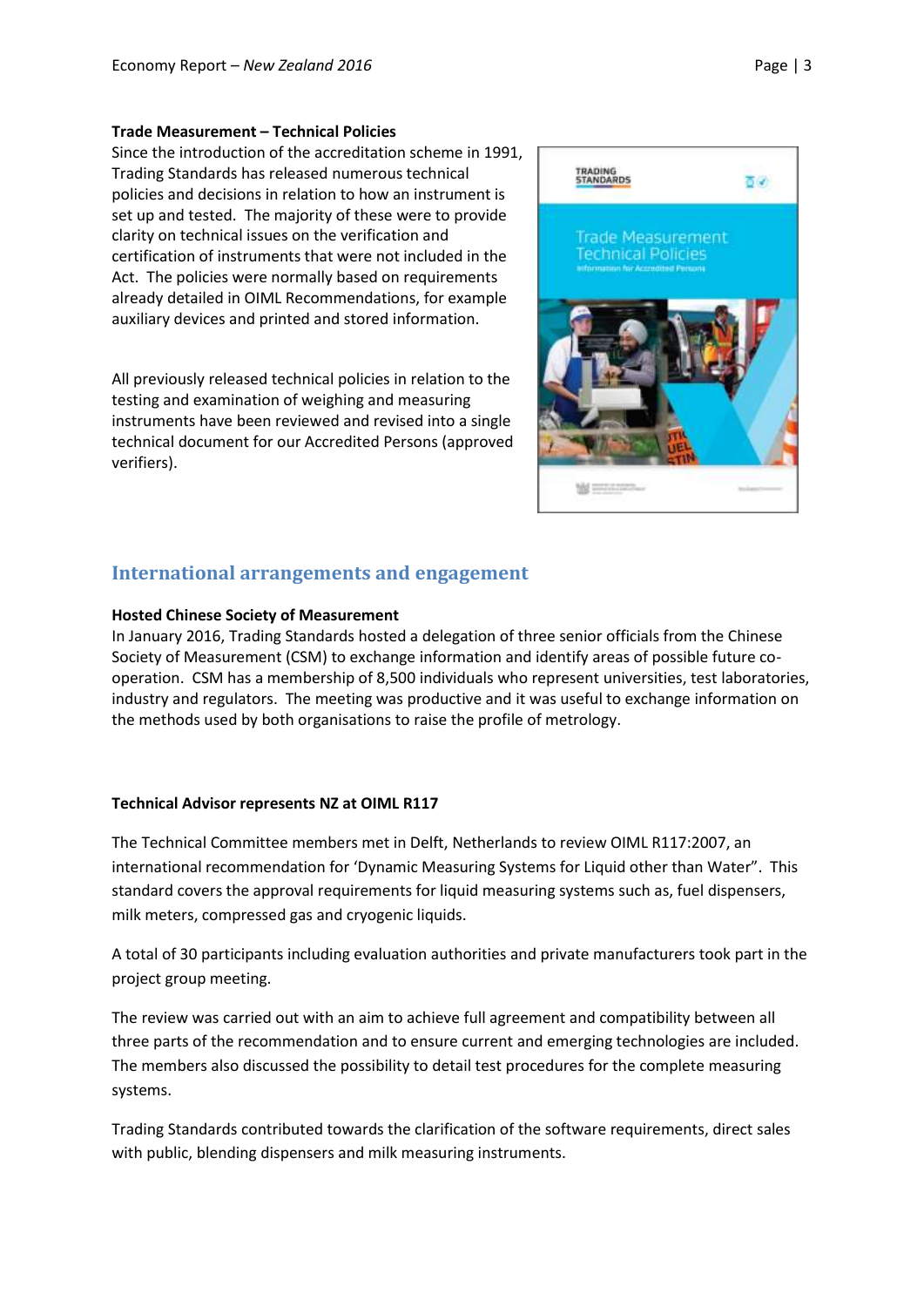**Trade Measurement – Technical Policies**

Since the introduction of the accreditation scheme in 1991, Trading Standards has released numerous technical policies and decisions in relation to how an instrument is set up and tested. The majority of these were to provide clarity on technical issues on the verification and certification of instruments that were not included in the Act. The policies were normally based on requirements already detailed in OIML Recommendations, for example auxiliary devices and printed and stored information.

All previously released technical policies in relation to the testing and examination of weighing and measuring instruments have been reviewed and revised into a single technical document for our Accredited Persons (approved verifiers).

## International arrangements and engagement

**Hosted Chinese Society of Measurement**

In January 2016, Trading Standards hosted a delegation of three senior officials from the Chinese Society of Measurement (CSM) to exchange information and identify areas of possible future co-operation. CSM has a membership of 8,500 individuals who represent universities, test laboratories, industry and regulators. The meeting was productive and it was useful to exchange information on the methods used by both organisations to raise the profile of metrology.

**Technical Advisor represents NZ at OIML R117**

The Technical Committee members met in Delft, Netherlands to review OIML R117:2007, an international recommendation for 'Dynamic Measuring Systems for Liquid other than Water". This standard covers the approval requirements for liquid measuring systems such as, fuel dispensers, milk meters, compressed gas and cryogenic liquids.

A total of 30 participants including evaluation authorities and private manufacturers took part in the project group meeting.

The review was carried out with an aim to achieve full agreement and compatibility between all three parts of the recommendation and to ensure current and emerging technologies are included. The members also discussed the possibility to detail test procedures for the complete measuring systems.

Trading Standards contributed towards the clarification of the software requirements, direct sales with public, blending dispensers and milk measuring instruments.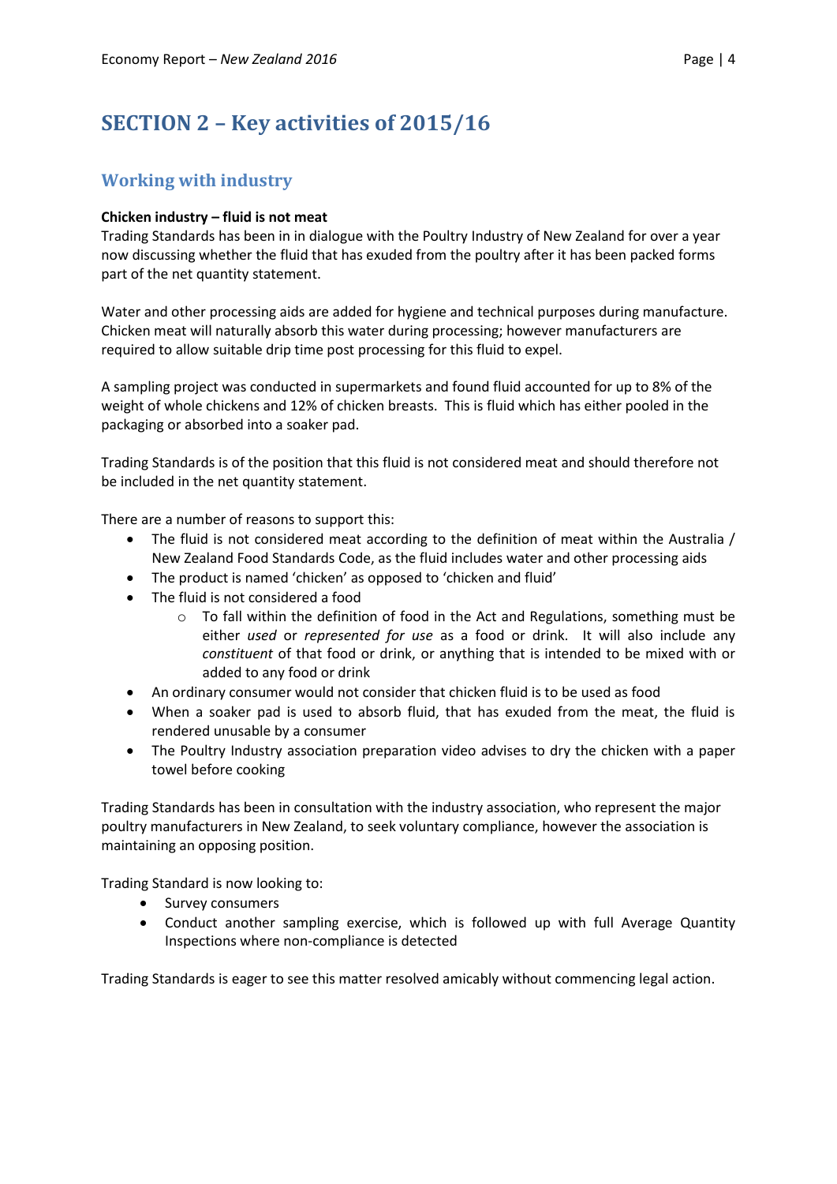# SECTION 2 – Key activities of 2015/16

## Working with industry

**Chicken industry – fluid is not meat**

Trading Standards has been in in dialogue with the Poultry Industry of New Zealand for over a year now discussing whether the fluid that has exuded from the poultry after it has been packed forms part of the net quantity statement.

Water and other processing aids are added for hygiene and technical purposes during manufacture. Chicken meat will naturally absorb this water during processing; however manufacturers are required to allow suitable drip time post processing for this fluid to expel.

A sampling project was conducted in supermarkets and found fluid accounted for up to 8% of the weight of whole chickens and 12% of chicken breasts. This is fluid which has either pooled in the packaging or absorbed into a soaker pad.

Trading Standards is of the position that this fluid is not considered meat and should therefore not be included in the net quantity statement.

There are a number of reasons to support this:

- The fluid is not considered meat according to the definition of meat within the Australia / New Zealand Food Standards Code, as the fluid includes water and other processing aids
- The product is named 'chicken' as opposed to 'chicken and fluid'
- The fluid is not considered a food
  - To fall within the definition of food in the Act and Regulations, something must be either *used* or *represented for use* as a food or drink. It will also include any *constituent* of that food or drink, or anything that is intended to be mixed with or added to any food or drink
- An ordinary consumer would not consider that chicken fluid is to be used as food
- When a soaker pad is used to absorb fluid, that has exuded from the meat, the fluid is rendered unusable by a consumer
- The Poultry Industry association preparation video advises to dry the chicken with a paper towel before cooking

Trading Standards has been in consultation with the industry association, who represent the major poultry manufacturers in New Zealand, to seek voluntary compliance, however the association is maintaining an opposing position.

Trading Standard is now looking to:

- Survey consumers
- Conduct another sampling exercise, which is followed up with full Average Quantity Inspections where non-compliance is detected

Trading Standards is eager to see this matter resolved amicably without commencing legal action.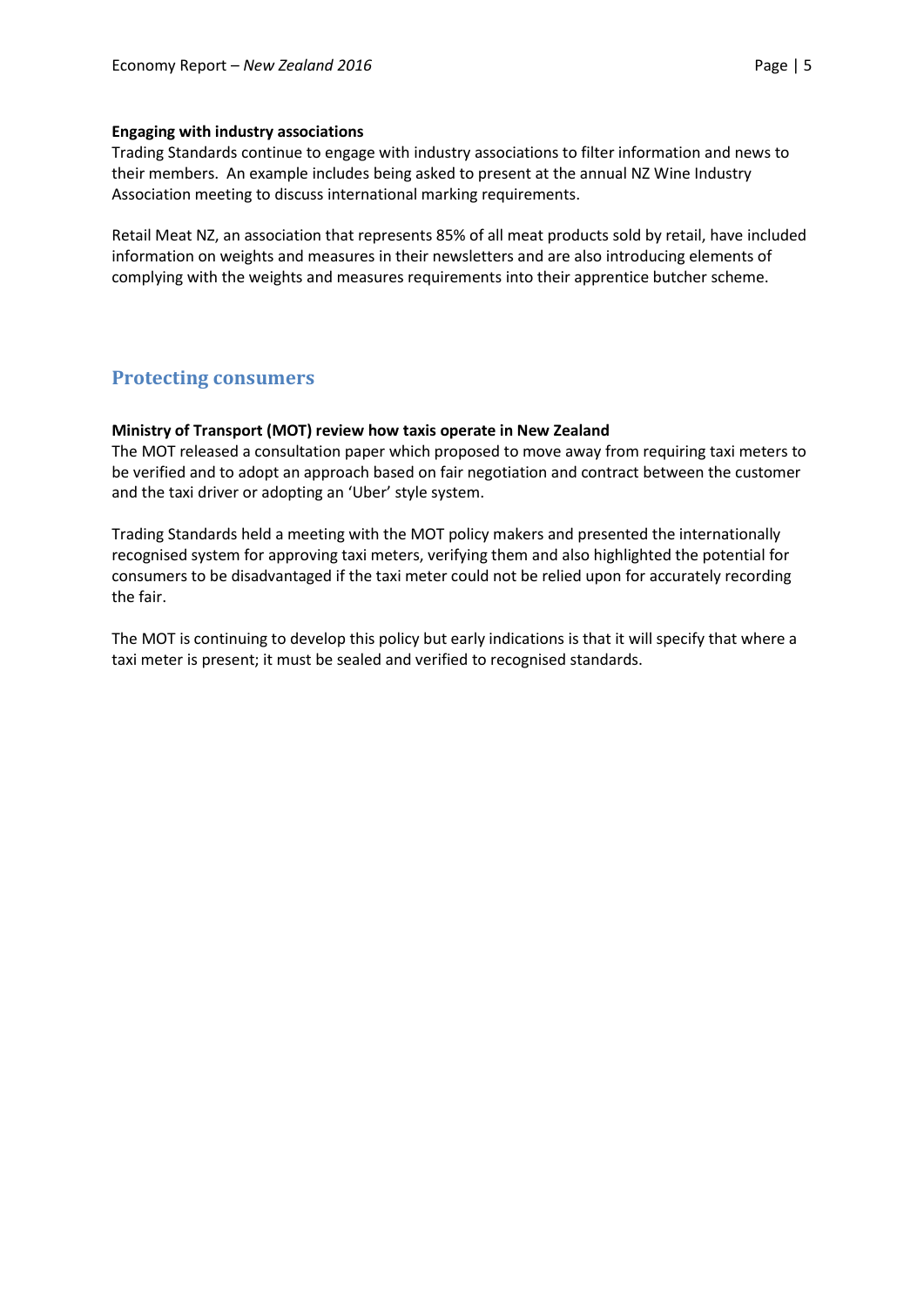**Engaging with industry associations**

Trading Standards continue to engage with industry associations to filter information and news to their members. An example includes being asked to present at the annual NZ Wine Industry Association meeting to discuss international marking requirements.

Retail Meat NZ, an association that represents 85% of all meat products sold by retail, have included information on weights and measures in their newsletters and are also introducing elements of complying with the weights and measures requirements into their apprentice butcher scheme.

## Protecting consumers

**Ministry of Transport (MOT) review how taxis operate in New Zealand**

The MOT released a consultation paper which proposed to move away from requiring taxi meters to be verified and to adopt an approach based on fair negotiation and contract between the customer and the taxi driver or adopting an 'Uber' style system.

Trading Standards held a meeting with the MOT policy makers and presented the internationally recognised system for approving taxi meters, verifying them and also highlighted the potential for consumers to be disadvantaged if the taxi meter could not be relied upon for accurately recording the fair.

The MOT is continuing to develop this policy but early indications is that it will specify that where a taxi meter is present; it must be sealed and verified to recognised standards.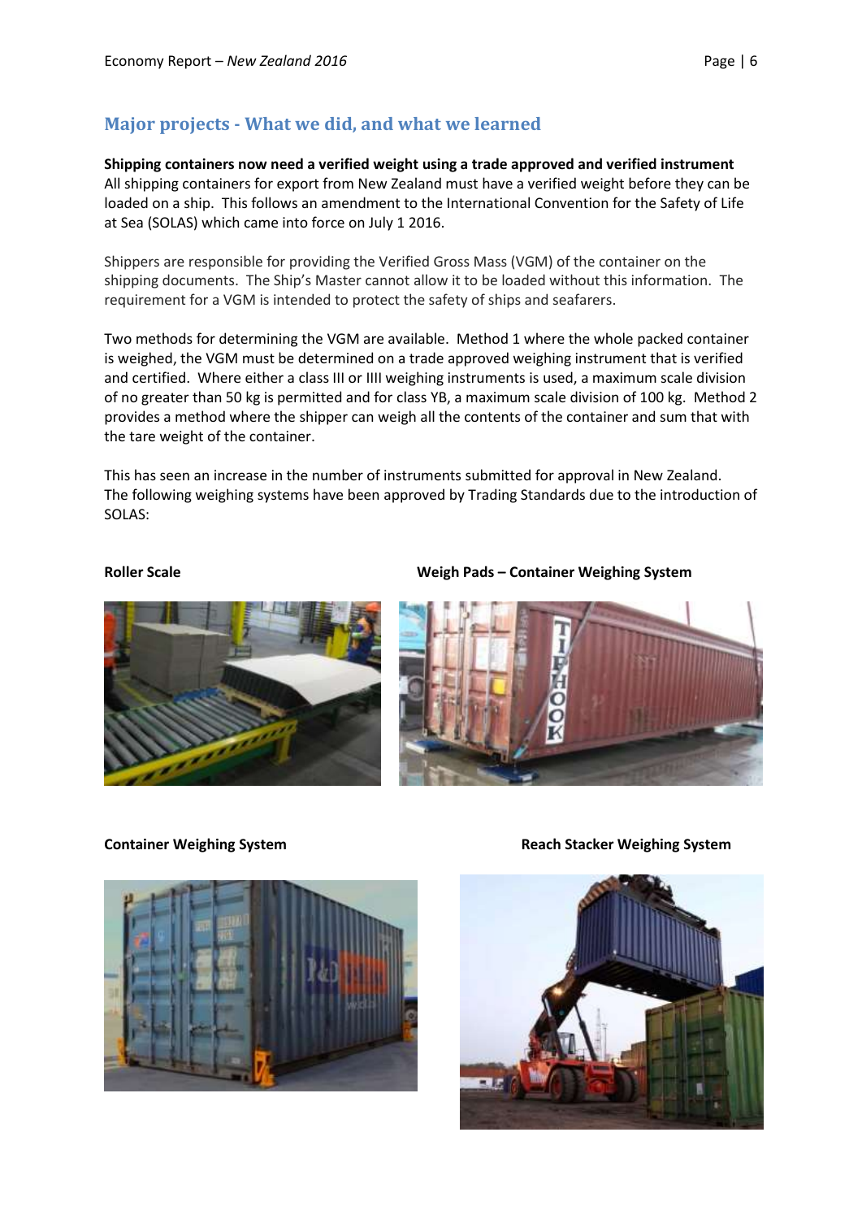## Major projects - What we did, and what we learned

**Shipping containers now need a verified weight using a trade approved and verified instrument**
All shipping containers for export from New Zealand must have a verified weight before they can be loaded on a ship. This follows an amendment to the International Convention for the Safety of Life at Sea (SOLAS) which came into force on July 1 2016.

Shippers are responsible for providing the Verified Gross Mass (VGM) of the container on the shipping documents. The Ship's Master cannot allow it to be loaded without this information. The requirement for a VGM is intended to protect the safety of ships and seafarers.

Two methods for determining the VGM are available. Method 1 where the whole packed container is weighed, the VGM must be determined on a trade approved weighing instrument that is verified and certified. Where either a class III or IIII weighing instruments is used, a maximum scale division of no greater than 50 kg is permitted and for class YB, a maximum scale division of 100 kg. Method 2 provides a method where the shipper can weigh all the contents of the container and sum that with the tare weight of the container.

This has seen an increase in the number of instruments submitted for approval in New Zealand. The following weighing systems have been approved by Trading Standards due to the introduction of SOLAS:

**Roller Scale**

**Weigh Pads – Container Weighing System**

**Container Weighing System**

**Reach Stacker Weighing System**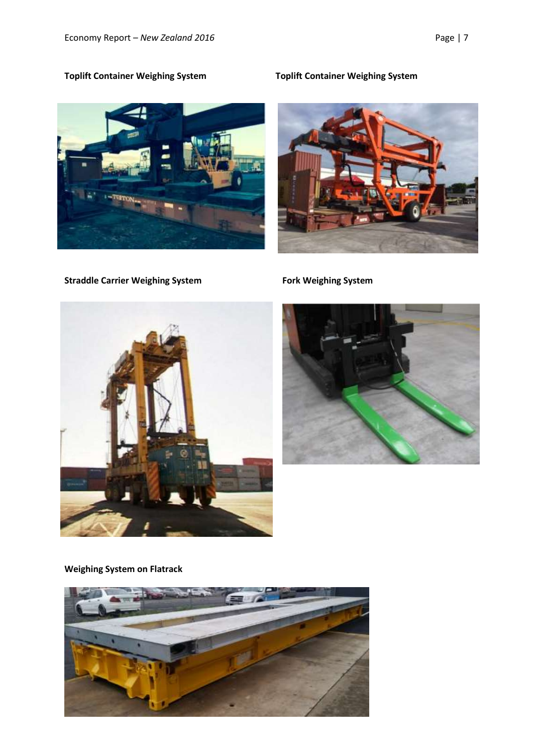**Toplift Container Weighing System**

**Toplift Container Weighing System**

**Straddle Carrier Weighing System**

**Fork Weighing System**

**Weighing System on Flatrack**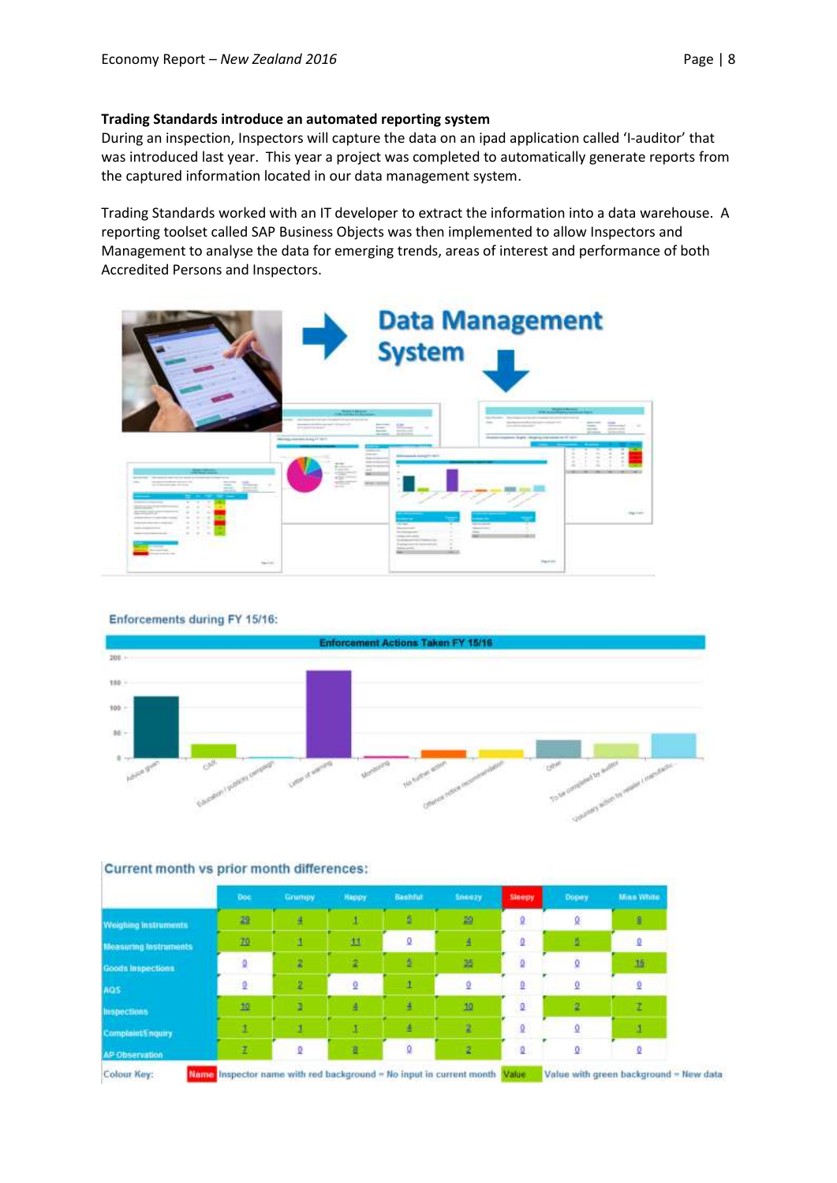**Trading Standards introduce an automated reporting system**

During an inspection, Inspectors will capture the data on an ipad application called 'I-auditor' that was introduced last year. This year a project was completed to automatically generate reports from the captured information located in our data management system.

Trading Standards worked with an IT developer to extract the information into a data warehouse. A reporting toolset called SAP Business Objects was then implemented to allow Inspectors and Management to analyse the data for emerging trends, areas of interest and performance of both Accredited Persons and Inspectors.

Data Management System

Enforcements during FY 15/16:

Enforcement Actions Taken FY 15/16

Current month vs prior month differences:

| | Doc | Grumpy | Happy | Bashful | Sneezy | Sleepy | Dopey | Miss White |
|---|---|---|---|---|---|---|---|---|
| Weighing Instruments | 29 | 4 | 1 | 5 | 20 | 0 | 0 | 8 |
| Measuring Instruments | 70 | 1 | 11 | 0 | 4 | 0 | 5 | 0 |
| Goods Inspections | 0 | 2 | 2 | 5 | 35 | 0 | 0 | 16 |
| AQS | 0 | 2 | 0 | 1 | 0 | 0 | 0 | 0 |
| Inspections | 10 | 3 | 4 | 4 | 10 | 0 | 2 | 7 |
| Complaint/Enquiry | 1 | 1 | 1 | 4 | 2 | 0 | 0 | 1 |
| AP Observation | 7 | 0 | 8 | 0 | 2 | 0 | 0 | 0 |

Colour Key: Name Inspector name with red background = No input in current month; Value Value with green background = New data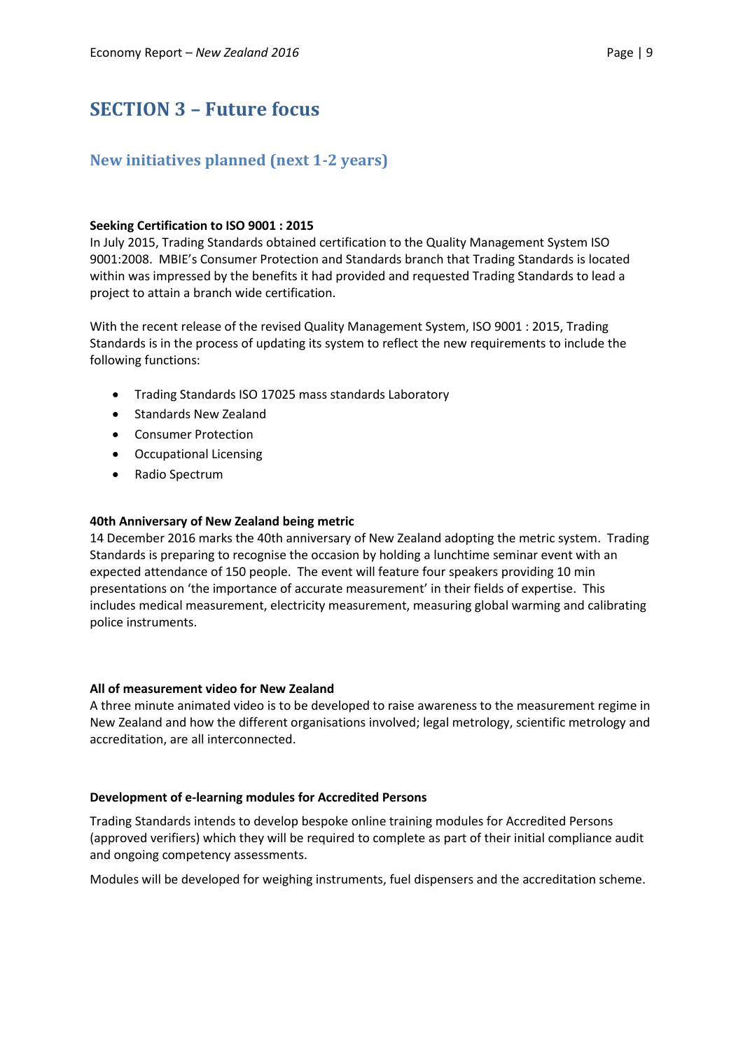# SECTION 3 – Future focus

## New initiatives planned (next 1-2 years)

**Seeking Certification to ISO 9001 : 2015**

In July 2015, Trading Standards obtained certification to the Quality Management System ISO 9001:2008. MBIE's Consumer Protection and Standards branch that Trading Standards is located within was impressed by the benefits it had provided and requested Trading Standards to lead a project to attain a branch wide certification.

With the recent release of the revised Quality Management System, ISO 9001 : 2015, Trading Standards is in the process of updating its system to reflect the new requirements to include the following functions:

- Trading Standards ISO 17025 mass standards Laboratory
- Standards New Zealand
- Consumer Protection
- Occupational Licensing
- Radio Spectrum

**40th Anniversary of New Zealand being metric**

14 December 2016 marks the 40th anniversary of New Zealand adopting the metric system. Trading Standards is preparing to recognise the occasion by holding a lunchtime seminar event with an expected attendance of 150 people. The event will feature four speakers providing 10 min presentations on 'the importance of accurate measurement' in their fields of expertise. This includes medical measurement, electricity measurement, measuring global warming and calibrating police instruments.

**All of measurement video for New Zealand**

A three minute animated video is to be developed to raise awareness to the measurement regime in New Zealand and how the different organisations involved; legal metrology, scientific metrology and accreditation, are all interconnected.

**Development of e-learning modules for Accredited Persons**

Trading Standards intends to develop bespoke online training modules for Accredited Persons (approved verifiers) which they will be required to complete as part of their initial compliance audit and ongoing competency assessments.

Modules will be developed for weighing instruments, fuel dispensers and the accreditation scheme.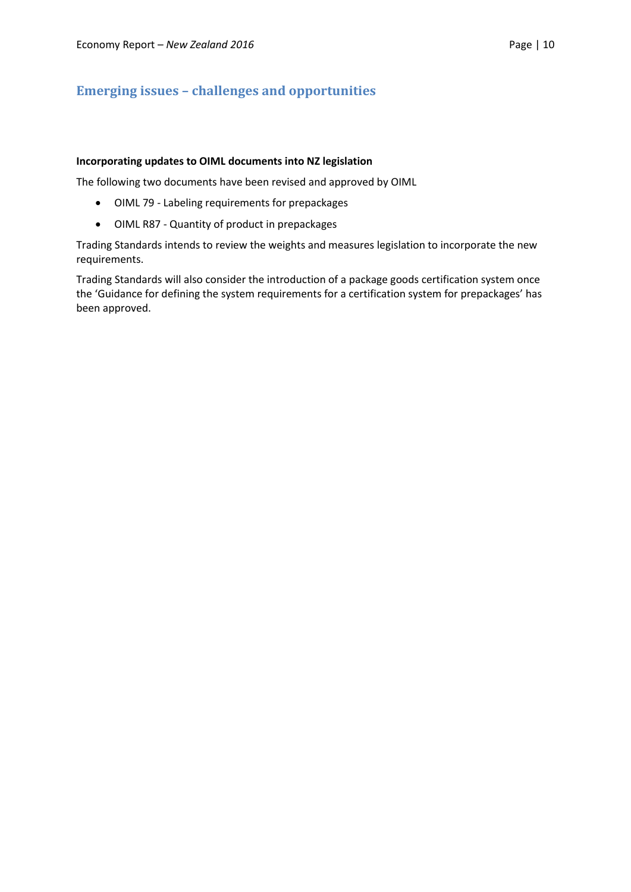## Emerging issues – challenges and opportunities

**Incorporating updates to OIML documents into NZ legislation**

The following two documents have been revised and approved by OIML

- OIML 79 - Labeling requirements for prepackages
- OIML R87 - Quantity of product in prepackages

Trading Standards intends to review the weights and measures legislation to incorporate the new requirements.

Trading Standards will also consider the introduction of a package goods certification system once the 'Guidance for defining the system requirements for a certification system for prepackages' has been approved.